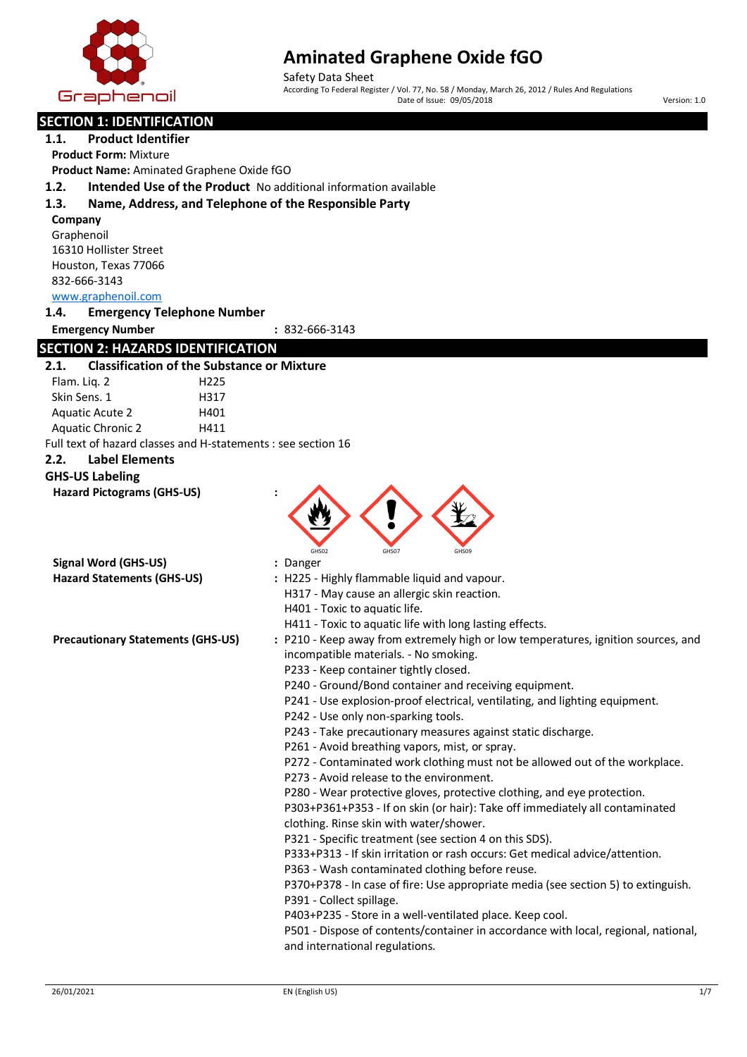# Aminated Graphene Oxide fGO

Safety Data Sheet

According To Federal Register / Vol. 77, No. 58 / Monday, March 26, 2012 / Rules And Regulations

Date of Issue: 09/05/2018

Version: 1.0

## SECTION 1: IDENTIFICATION

### 1.1. Product Identifier

**Product Form:** Mixture

**Product Name:** Aminated Graphene Oxide fGO

### 1.2. Intended Use of the Product

No additional information available

### 1.3. Name, Address, and Telephone of the Responsible Party

**Company**

Graphenoil
16310 Hollister Street
Houston, Texas 77066
832-666-3143
www.graphenoil.com

### 1.4. Emergency Telephone Number

**Emergency Number** : 832-666-3143

## SECTION 2: HAZARDS IDENTIFICATION

### 2.1. Classification of the Substance or Mixture

| | |
|---|---|
| Flam. Liq. 2 | H225 |
| Skin Sens. 1 | H317 |
| Aquatic Acute 2 | H401 |
| Aquatic Chronic 2 | H411 |

Full text of hazard classes and H-statements : see section 16

### 2.2. Label Elements

**GHS-US Labeling**

**Hazard Pictograms (GHS-US)** :

GHS02 GHS07 GHS09

**Signal Word (GHS-US)** : Danger

**Hazard Statements (GHS-US)** :
- H225 - Highly flammable liquid and vapour.
- H317 - May cause an allergic skin reaction.
- H401 - Toxic to aquatic life.
- H411 - Toxic to aquatic life with long lasting effects.

**Precautionary Statements (GHS-US)** :
- P210 - Keep away from extremely high or low temperatures, ignition sources, and incompatible materials. - No smoking.
- P233 - Keep container tightly closed.
- P240 - Ground/Bond container and receiving equipment.
- P241 - Use explosion-proof electrical, ventilating, and lighting equipment.
- P242 - Use only non-sparking tools.
- P243 - Take precautionary measures against static discharge.
- P261 - Avoid breathing vapors, mist, or spray.
- P272 - Contaminated work clothing must not be allowed out of the workplace.
- P273 - Avoid release to the environment.
- P280 - Wear protective gloves, protective clothing, and eye protection.
- P303+P361+P353 - If on skin (or hair): Take off immediately all contaminated clothing. Rinse skin with water/shower.
- P321 - Specific treatment (see section 4 on this SDS).
- P333+P313 - If skin irritation or rash occurs: Get medical advice/attention.
- P363 - Wash contaminated clothing before reuse.
- P370+P378 - In case of fire: Use appropriate media (see section 5) to extinguish.
- P391 - Collect spillage.
- P403+P235 - Store in a well-ventilated place. Keep cool.
- P501 - Dispose of contents/container in accordance with local, regional, national, and international regulations.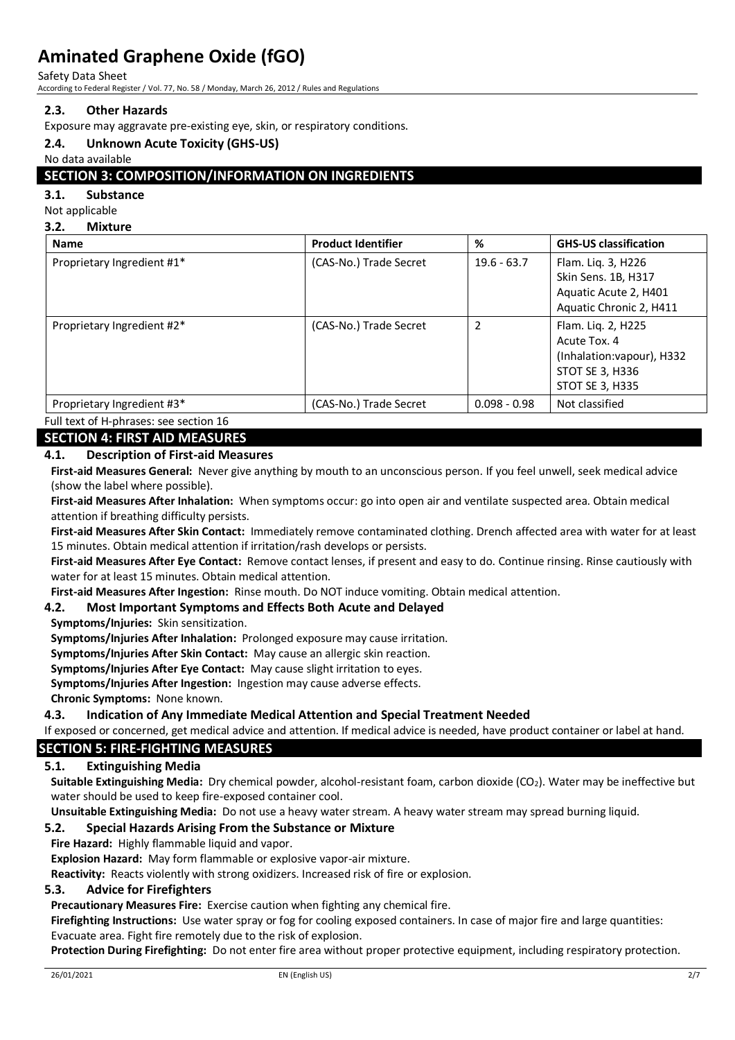### 2.3. Other Hazards

Exposure may aggravate pre-existing eye, skin, or respiratory conditions.

### 2.4. Unknown Acute Toxicity (GHS-US)

No data available

## SECTION 3: COMPOSITION/INFORMATION ON INGREDIENTS

### 3.1. Substance

Not applicable

### 3.2. Mixture

| Name | Product Identifier | % | GHS-US classification |
|---|---|---|---|
| Proprietary Ingredient #1* | (CAS-No.) Trade Secret | 19.6 - 63.7 | Flam. Liq. 3, H226<br>Skin Sens. 1B, H317<br>Aquatic Acute 2, H401<br>Aquatic Chronic 2, H411 |
| Proprietary Ingredient #2* | (CAS-No.) Trade Secret | 2 | Flam. Liq. 2, H225<br>Acute Tox. 4 (Inhalation:vapour), H332<br>STOT SE 3, H336<br>STOT SE 3, H335 |
| Proprietary Ingredient #3* | (CAS-No.) Trade Secret | 0.098 - 0.98 | Not classified |

Full text of H-phrases: see section 16

## SECTION 4: FIRST AID MEASURES

### 4.1. Description of First-aid Measures

**First-aid Measures General:** Never give anything by mouth to an unconscious person. If you feel unwell, seek medical advice (show the label where possible).

**First-aid Measures After Inhalation:** When symptoms occur: go into open air and ventilate suspected area. Obtain medical attention if breathing difficulty persists.

**First-aid Measures After Skin Contact:** Immediately remove contaminated clothing. Drench affected area with water for at least 15 minutes. Obtain medical attention if irritation/rash develops or persists.

**First-aid Measures After Eye Contact:** Remove contact lenses, if present and easy to do. Continue rinsing. Rinse cautiously with water for at least 15 minutes. Obtain medical attention.

**First-aid Measures After Ingestion:** Rinse mouth. Do NOT induce vomiting. Obtain medical attention.

### 4.2. Most Important Symptoms and Effects Both Acute and Delayed

**Symptoms/Injuries:** Skin sensitization.

**Symptoms/Injuries After Inhalation:** Prolonged exposure may cause irritation.

**Symptoms/Injuries After Skin Contact:** May cause an allergic skin reaction.

**Symptoms/Injuries After Eye Contact:** May cause slight irritation to eyes.

**Symptoms/Injuries After Ingestion:** Ingestion may cause adverse effects.

**Chronic Symptoms:** None known.

### 4.3. Indication of Any Immediate Medical Attention and Special Treatment Needed

If exposed or concerned, get medical advice and attention. If medical advice is needed, have product container or label at hand.

## SECTION 5: FIRE-FIGHTING MEASURES

### 5.1. Extinguishing Media

**Suitable Extinguishing Media:** Dry chemical powder, alcohol-resistant foam, carbon dioxide ($CO_2$). Water may be ineffective but water should be used to keep fire-exposed container cool.

**Unsuitable Extinguishing Media:** Do not use a heavy water stream. A heavy water stream may spread burning liquid.

### 5.2. Special Hazards Arising From the Substance or Mixture

**Fire Hazard:** Highly flammable liquid and vapor.

**Explosion Hazard:** May form flammable or explosive vapor-air mixture.

**Reactivity:** Reacts violently with strong oxidizers. Increased risk of fire or explosion.

### 5.3. Advice for Firefighters

**Precautionary Measures Fire:** Exercise caution when fighting any chemical fire.

**Firefighting Instructions:** Use water spray or fog for cooling exposed containers. In case of major fire and large quantities: Evacuate area. Fight fire remotely due to the risk of explosion.

**Protection During Firefighting:** Do not enter fire area without proper protective equipment, including respiratory protection.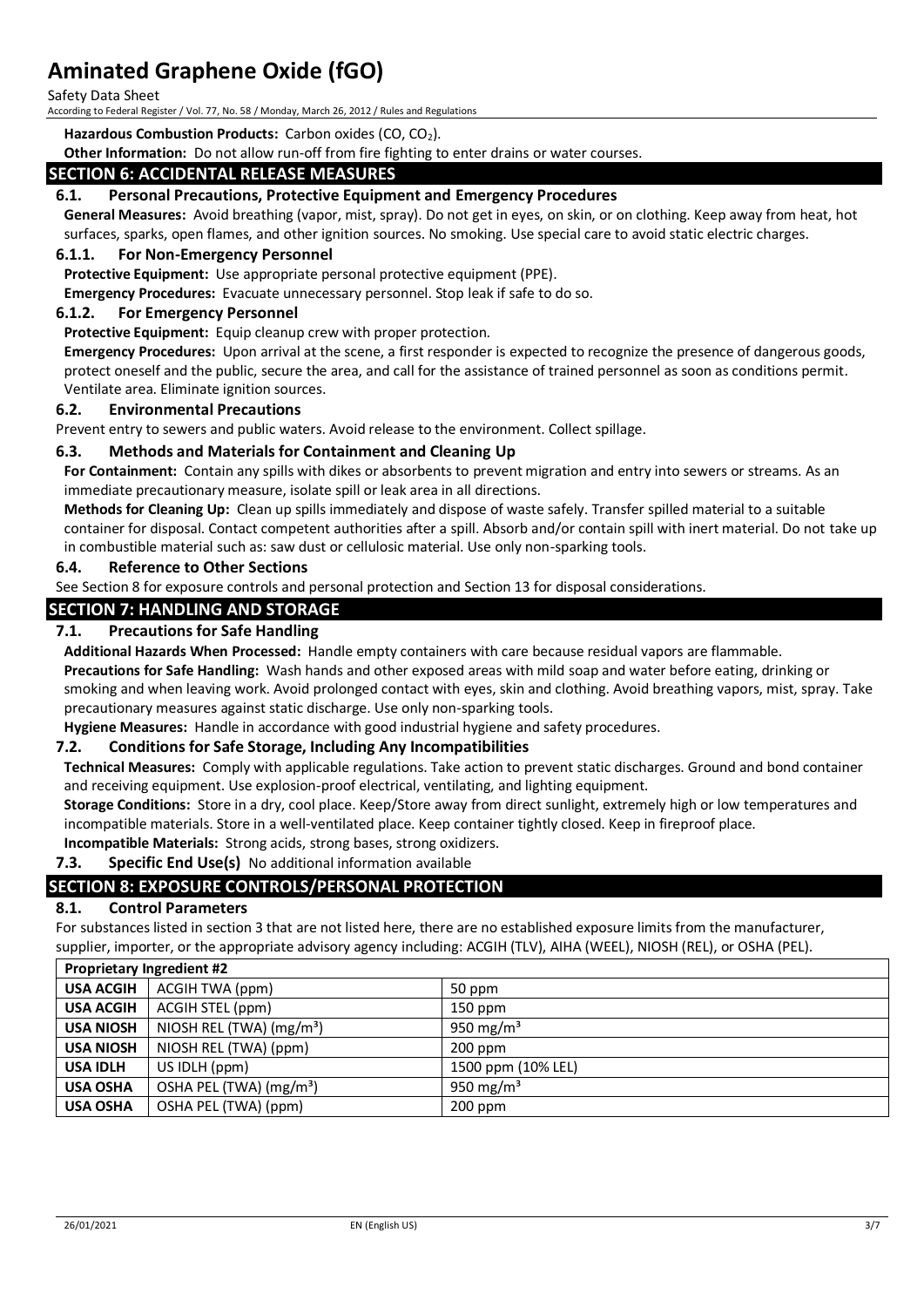**Hazardous Combustion Products:** Carbon oxides (CO, $CO_2$).

**Other Information:** Do not allow run-off from fire fighting to enter drains or water courses.

## SECTION 6: ACCIDENTAL RELEASE MEASURES

### 6.1. Personal Precautions, Protective Equipment and Emergency Procedures

**General Measures:** Avoid breathing (vapor, mist, spray). Do not get in eyes, on skin, or on clothing. Keep away from heat, hot surfaces, sparks, open flames, and other ignition sources. No smoking. Use special care to avoid static electric charges.

#### 6.1.1. For Non-Emergency Personnel

**Protective Equipment:** Use appropriate personal protective equipment (PPE).

**Emergency Procedures:** Evacuate unnecessary personnel. Stop leak if safe to do so.

#### 6.1.2. For Emergency Personnel

**Protective Equipment:** Equip cleanup crew with proper protection.

**Emergency Procedures:** Upon arrival at the scene, a first responder is expected to recognize the presence of dangerous goods, protect oneself and the public, secure the area, and call for the assistance of trained personnel as soon as conditions permit. Ventilate area. Eliminate ignition sources.

### 6.2. Environmental Precautions

Prevent entry to sewers and public waters. Avoid release to the environment. Collect spillage.

### 6.3. Methods and Materials for Containment and Cleaning Up

**For Containment:** Contain any spills with dikes or absorbents to prevent migration and entry into sewers or streams. As an immediate precautionary measure, isolate spill or leak area in all directions.

**Methods for Cleaning Up:** Clean up spills immediately and dispose of waste safely. Transfer spilled material to a suitable container for disposal. Contact competent authorities after a spill. Absorb and/or contain spill with inert material. Do not take up in combustible material such as: saw dust or cellulosic material. Use only non-sparking tools.

### 6.4. Reference to Other Sections

See Section 8 for exposure controls and personal protection and Section 13 for disposal considerations.

## SECTION 7: HANDLING AND STORAGE

### 7.1. Precautions for Safe Handling

**Additional Hazards When Processed:** Handle empty containers with care because residual vapors are flammable.

**Precautions for Safe Handling:** Wash hands and other exposed areas with mild soap and water before eating, drinking or smoking and when leaving work. Avoid prolonged contact with eyes, skin and clothing. Avoid breathing vapors, mist, spray. Take precautionary measures against static discharge. Use only non-sparking tools.

**Hygiene Measures:** Handle in accordance with good industrial hygiene and safety procedures.

### 7.2. Conditions for Safe Storage, Including Any Incompatibilities

**Technical Measures:** Comply with applicable regulations. Take action to prevent static discharges. Ground and bond container and receiving equipment. Use explosion-proof electrical, ventilating, and lighting equipment.

**Storage Conditions:** Store in a dry, cool place. Keep/Store away from direct sunlight, extremely high or low temperatures and incompatible materials. Store in a well-ventilated place. Keep container tightly closed. Keep in fireproof place.

**Incompatible Materials:** Strong acids, strong bases, strong oxidizers.

### 7.3. Specific End Use(s)

No additional information available

## SECTION 8: EXPOSURE CONTROLS/PERSONAL PROTECTION

### 8.1. Control Parameters

For substances listed in section 3 that are not listed here, there are no established exposure limits from the manufacturer, supplier, importer, or the appropriate advisory agency including: ACGIH (TLV), AIHA (WEEL), NIOSH (REL), or OSHA (PEL).

| Proprietary Ingredient #2 | | |
|---|---|---|
| **USA ACGIH** | ACGIH TWA (ppm) | 50 ppm |
| **USA ACGIH** | ACGIH STEL (ppm) | 150 ppm |
| **USA NIOSH** | NIOSH REL (TWA) ($mg/m^3$) | 950 $mg/m^3$ |
| **USA NIOSH** | NIOSH REL (TWA) (ppm) | 200 ppm |
| **USA IDLH** | US IDLH (ppm) | 1500 ppm (10% LEL) |
| **USA OSHA** | OSHA PEL (TWA) ($mg/m^3$) | 950 $mg/m^3$ |
| **USA OSHA** | OSHA PEL (TWA) (ppm) | 200 ppm |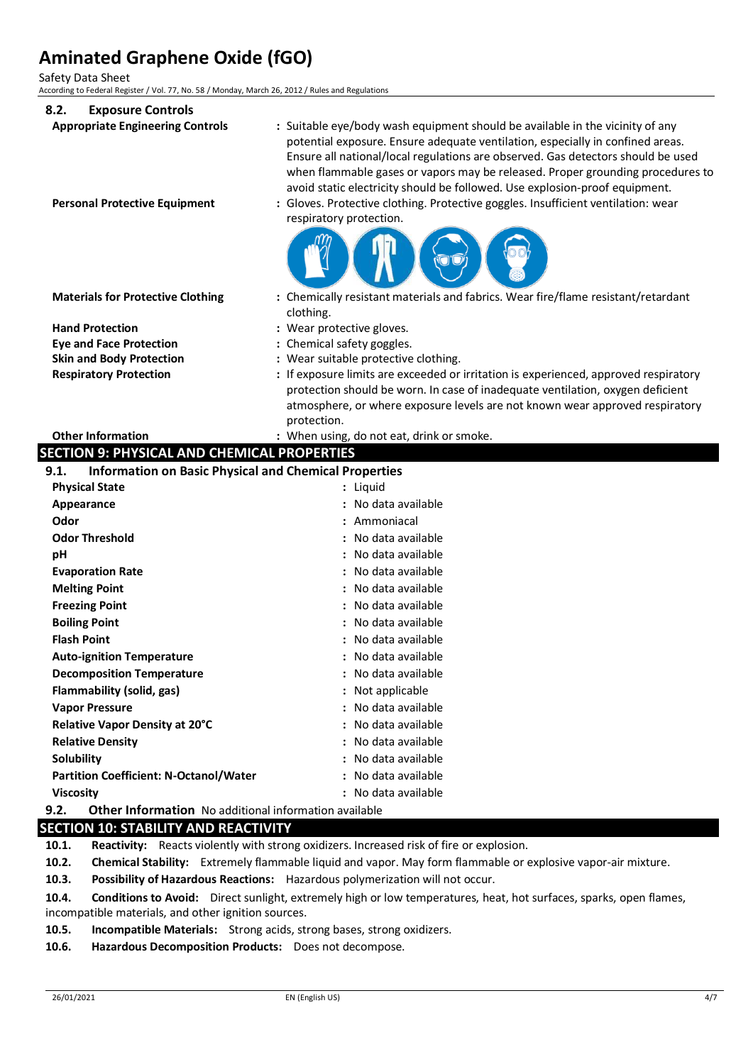### 8.2. Exposure Controls

**Appropriate Engineering Controls** : Suitable eye/body wash equipment should be available in the vicinity of any potential exposure. Ensure adequate ventilation, especially in confined areas. Ensure all national/local regulations are observed. Gas detectors should be used when flammable gases or vapors may be released. Proper grounding procedures to avoid static electricity should be followed. Use explosion-proof equipment.

**Personal Protective Equipment** : Gloves. Protective clothing. Protective goggles. Insufficient ventilation: wear respiratory protection.

**Materials for Protective Clothing** : Chemically resistant materials and fabrics. Wear fire/flame resistant/retardant clothing.

**Hand Protection** : Wear protective gloves.

**Eye and Face Protection** : Chemical safety goggles.

**Skin and Body Protection** : Wear suitable protective clothing.

**Respiratory Protection** : If exposure limits are exceeded or irritation is experienced, approved respiratory protection should be worn. In case of inadequate ventilation, oxygen deficient atmosphere, or where exposure levels are not known wear approved respiratory protection.

**Other Information** : When using, do not eat, drink or smoke.

## SECTION 9: PHYSICAL AND CHEMICAL PROPERTIES

### 9.1. Information on Basic Physical and Chemical Properties

| Property | Value |
|---|---|
| **Physical State** | Liquid |
| **Appearance** | No data available |
| **Odor** | Ammoniacal |
| **Odor Threshold** | No data available |
| **pH** | No data available |
| **Evaporation Rate** | No data available |
| **Melting Point** | No data available |
| **Freezing Point** | No data available |
| **Boiling Point** | No data available |
| **Flash Point** | No data available |
| **Auto-ignition Temperature** | No data available |
| **Decomposition Temperature** | No data available |
| **Flammability (solid, gas)** | Not applicable |
| **Vapor Pressure** | No data available |
| **Relative Vapor Density at 20°C** | No data available |
| **Relative Density** | No data available |
| **Solubility** | No data available |
| **Partition Coefficient: N-Octanol/Water** | No data available |
| **Viscosity** | No data available |

### 9.2. Other Information

No additional information available

## SECTION 10: STABILITY AND REACTIVITY

**10.1. Reactivity:** Reacts violently with strong oxidizers. Increased risk of fire or explosion.

**10.2. Chemical Stability:** Extremely flammable liquid and vapor. May form flammable or explosive vapor-air mixture.

**10.3. Possibility of Hazardous Reactions:** Hazardous polymerization will not occur.

**10.4. Conditions to Avoid:** Direct sunlight, extremely high or low temperatures, heat, hot surfaces, sparks, open flames, incompatible materials, and other ignition sources.

**10.5. Incompatible Materials:** Strong acids, strong bases, strong oxidizers.

**10.6. Hazardous Decomposition Products:** Does not decompose.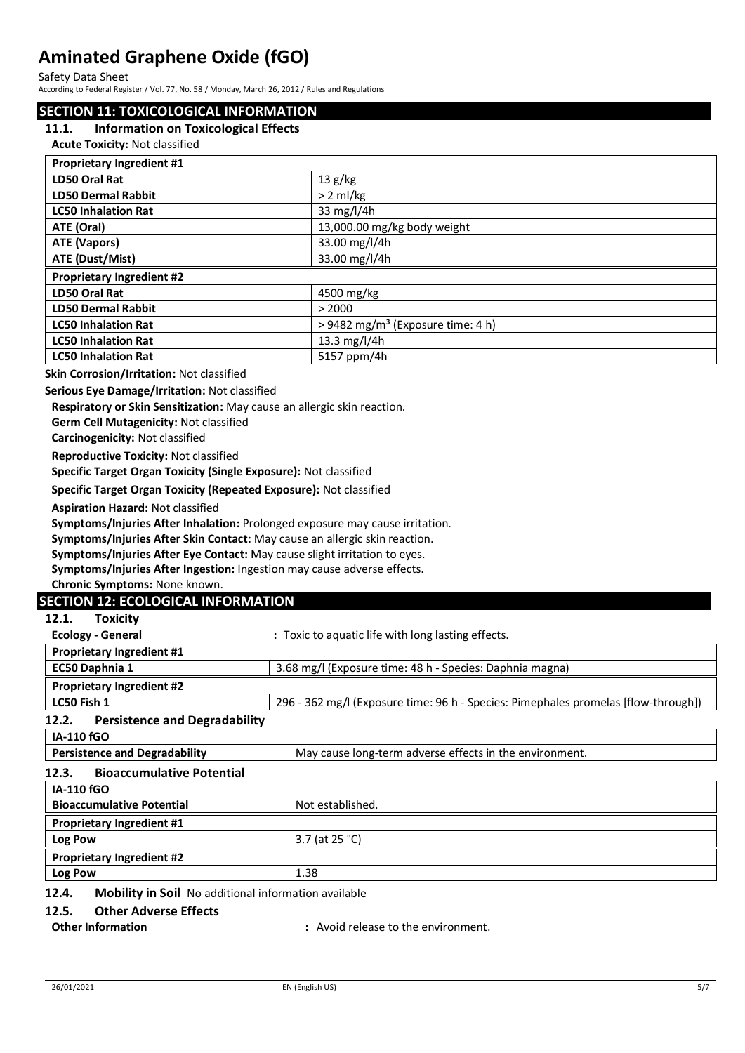## SECTION 11: TOXICOLOGICAL INFORMATION

### 11.1. Information on Toxicological Effects

**Acute Toxicity:** Not classified

| Proprietary Ingredient #1 | |
|---|---|
| **LD50 Oral Rat** | 13 g/kg |
| **LD50 Dermal Rabbit** | > 2 ml/kg |
| **LC50 Inhalation Rat** | 33 mg/l/4h |
| **ATE (Oral)** | 13,000.00 mg/kg body weight |
| **ATE (Vapors)** | 33.00 mg/l/4h |
| **ATE (Dust/Mist)** | 33.00 mg/l/4h |
| **Proprietary Ingredient #2** | |
| **LD50 Oral Rat** | 4500 mg/kg |
| **LD50 Dermal Rabbit** | > 2000 |
| **LC50 Inhalation Rat** | > 9482 $mg/m^3$ (Exposure time: 4 h) |
| **LC50 Inhalation Rat** | 13.3 mg/l/4h |
| **LC50 Inhalation Rat** | 5157 ppm/4h |

**Skin Corrosion/Irritation:** Not classified

**Serious Eye Damage/Irritation:** Not classified

**Respiratory or Skin Sensitization:** May cause an allergic skin reaction.

**Germ Cell Mutagenicity:** Not classified

**Carcinogenicity:** Not classified

**Reproductive Toxicity:** Not classified

**Specific Target Organ Toxicity (Single Exposure):** Not classified

**Specific Target Organ Toxicity (Repeated Exposure):** Not classified

**Aspiration Hazard:** Not classified

**Symptoms/Injuries After Inhalation:** Prolonged exposure may cause irritation.

**Symptoms/Injuries After Skin Contact:** May cause an allergic skin reaction.

**Symptoms/Injuries After Eye Contact:** May cause slight irritation to eyes.

**Symptoms/Injuries After Ingestion:** Ingestion may cause adverse effects.

**Chronic Symptoms:** None known.

## SECTION 12: ECOLOGICAL INFORMATION

### 12.1. Toxicity

**Ecology - General** : Toxic to aquatic life with long lasting effects.

| Proprietary Ingredient #1 | |
|---|---|
| **EC50 Daphnia 1** | 3.68 mg/l (Exposure time: 48 h - Species: Daphnia magna) |
| **Proprietary Ingredient #2** | |
| **LC50 Fish 1** | 296 - 362 mg/l (Exposure time: 96 h - Species: Pimephales promelas [flow-through]) |

### 12.2. Persistence and Degradability

| IA-110 fGO | |
|---|---|
| **Persistence and Degradability** | May cause long-term adverse effects in the environment. |

### 12.3. Bioaccumulative Potential

| IA-110 fGO | |
|---|---|
| **Bioaccumulative Potential** | Not established. |
| **Proprietary Ingredient #1** | |
| **Log Pow** | 3.7 (at 25 °C) |
| **Proprietary Ingredient #2** | |
| **Log Pow** | 1.38 |

### 12.4. Mobility in Soil No additional information available

### 12.5. Other Adverse Effects

**Other Information** : Avoid release to the environment.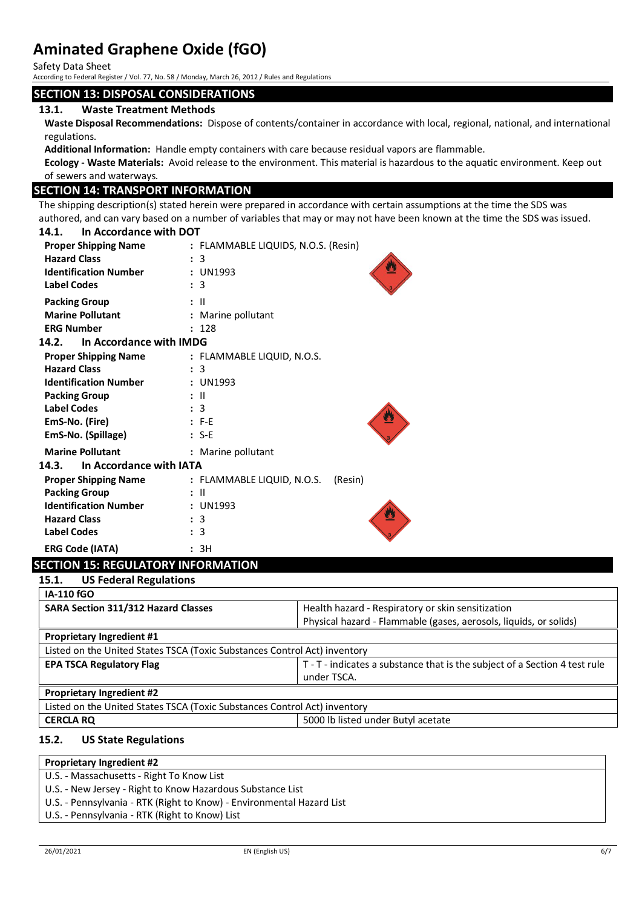## SECTION 13: DISPOSAL CONSIDERATIONS

### 13.1. Waste Treatment Methods

**Waste Disposal Recommendations:** Dispose of contents/container in accordance with local, regional, national, and international regulations.

**Additional Information:** Handle empty containers with care because residual vapors are flammable.

**Ecology - Waste Materials:** Avoid release to the environment. This material is hazardous to the aquatic environment. Keep out of sewers and waterways.

## SECTION 14: TRANSPORT INFORMATION

The shipping description(s) stated herein were prepared in accordance with certain assumptions at the time the SDS was authored, and can vary based on a number of variables that may or may not have been known at the time the SDS was issued.

### 14.1. In Accordance with DOT

**Proper Shipping Name** : FLAMMABLE LIQUIDS, N.O.S. (Resin)
**Hazard Class** : 3
**Identification Number** : UN1993
**Label Codes** : 3
**Packing Group** : II
**Marine Pollutant** : Marine pollutant
**ERG Number** : 128

### 14.2. In Accordance with IMDG

**Proper Shipping Name** : FLAMMABLE LIQUID, N.O.S.
**Hazard Class** : 3
**Identification Number** : UN1993
**Packing Group** : II
**Label Codes** : 3
**EmS-No. (Fire)** : F-E
**EmS-No. (Spillage)** : S-E
**Marine Pollutant** : Marine pollutant

### 14.3. In Accordance with IATA

**Proper Shipping Name** : FLAMMABLE LIQUID, N.O.S. (Resin)
**Packing Group** : II
**Identification Number** : UN1993
**Hazard Class** : 3
**Label Codes** : 3
**ERG Code (IATA)** : 3H

## SECTION 15: REGULATORY INFORMATION

### 15.1. US Federal Regulations

| **IA-110 fGO** | |
|---|---|
| **SARA Section 311/312 Hazard Classes** | Health hazard - Respiratory or skin sensitization<br>Physical hazard - Flammable (gases, aerosols, liquids, or solids) |
| **Proprietary Ingredient #1** | |
| Listed on the United States TSCA (Toxic Substances Control Act) inventory | |
| **EPA TSCA Regulatory Flag** | T - T - indicates a substance that is the subject of a Section 4 test rule under TSCA. |
| **Proprietary Ingredient #2** | |
| Listed on the United States TSCA (Toxic Substances Control Act) inventory | |
| **CERCLA RQ** | 5000 lb listed under Butyl acetate |

### 15.2. US State Regulations

| **Proprietary Ingredient #2** |
|---|
| U.S. - Massachusetts - Right To Know List |
| U.S. - New Jersey - Right to Know Hazardous Substance List |
| U.S. - Pennsylvania - RTK (Right to Know) - Environmental Hazard List |
| U.S. - Pennsylvania - RTK (Right to Know) List |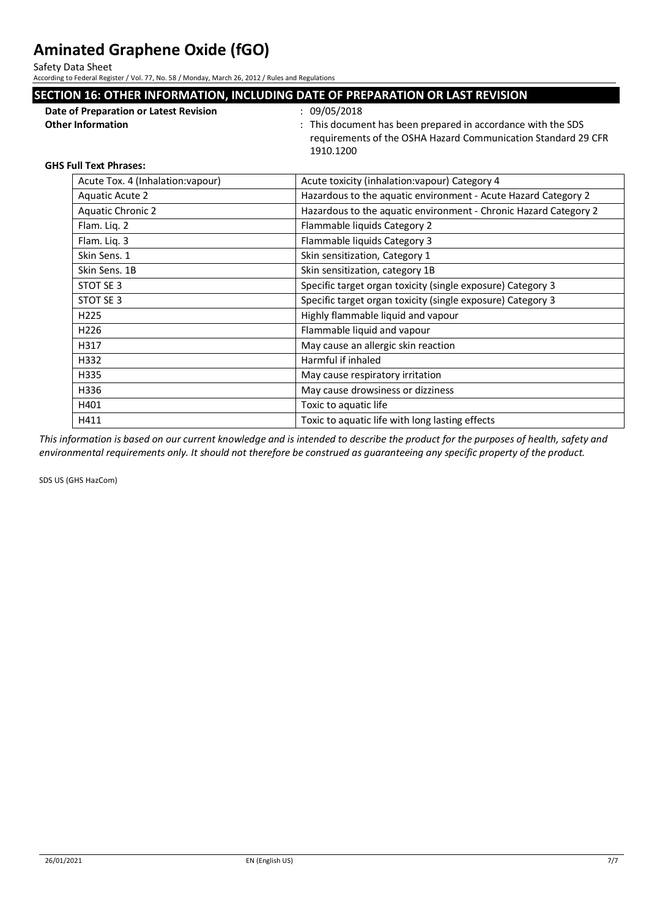## SECTION 16: OTHER INFORMATION, INCLUDING DATE OF PREPARATION OR LAST REVISION

**Date of Preparation or Latest Revision** : 09/05/2018

**Other Information** : This document has been prepared in accordance with the SDS requirements of the OSHA Hazard Communication Standard 29 CFR 1910.1200

**GHS Full Text Phrases:**

| | |
|---|---|
| Acute Tox. 4 (Inhalation:vapour) | Acute toxicity (inhalation:vapour) Category 4 |
| Aquatic Acute 2 | Hazardous to the aquatic environment - Acute Hazard Category 2 |
| Aquatic Chronic 2 | Hazardous to the aquatic environment - Chronic Hazard Category 2 |
| Flam. Liq. 2 | Flammable liquids Category 2 |
| Flam. Liq. 3 | Flammable liquids Category 3 |
| Skin Sens. 1 | Skin sensitization, Category 1 |
| Skin Sens. 1B | Skin sensitization, category 1B |
| STOT SE 3 | Specific target organ toxicity (single exposure) Category 3 |
| STOT SE 3 | Specific target organ toxicity (single exposure) Category 3 |
| H225 | Highly flammable liquid and vapour |
| H226 | Flammable liquid and vapour |
| H317 | May cause an allergic skin reaction |
| H332 | Harmful if inhaled |
| H335 | May cause respiratory irritation |
| H336 | May cause drowsiness or dizziness |
| H401 | Toxic to aquatic life |
| H411 | Toxic to aquatic life with long lasting effects |

*This information is based on our current knowledge and is intended to describe the product for the purposes of health, safety and environmental requirements only. It should not therefore be construed as guaranteeing any specific property of the product.*

SDS US (GHS HazCom)